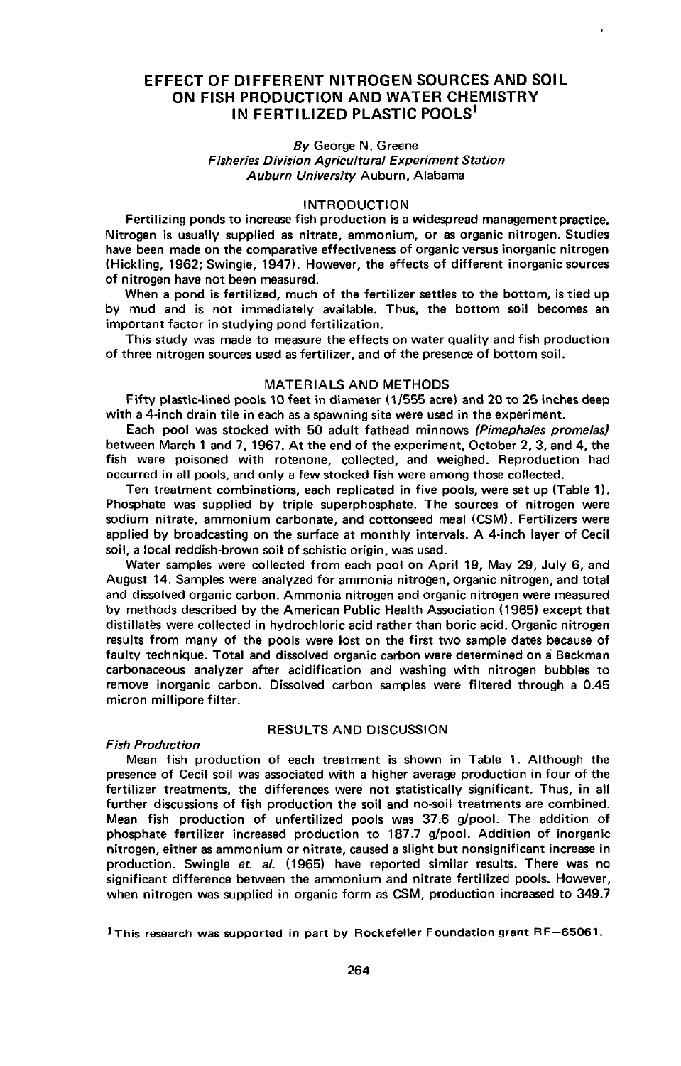# EFFECT OF DIFFERENT NITROGEN SOURCES AND SOIL ON FISH PRODUCTION AND WATER CHEMISTRY IN FERTILIZED PLASTIC POOLS[1]

*By* George N. Greene
*Fisheries Division Agricultural Experiment Station*
*Auburn University* Auburn, Alabama

## INTRODUCTION

Fertilizing ponds to increase fish production is a widespread management practice. Nitrogen is usually supplied as nitrate, ammonium, or as organic nitrogen. Studies have been made on the comparative effectiveness of organic versus inorganic nitrogen (Hickling, 1962; Swingle, 1947). However, the effects of different inorganic sources of nitrogen have not been measured.

When a pond is fertilized, much of the fertilizer settles to the bottom, is tied up by mud and is not immediately available. Thus, the bottom soil becomes an important factor in studying pond fertilization.

This study was made to measure the effects on water quality and fish production of three nitrogen sources used as fertilizer, and of the presence of bottom soil.

## MATERIALS AND METHODS

Fifty plastic-lined pools 10 feet in diameter (1/555 acre) and 20 to 25 inches deep with a 4-inch drain tile in each as a spawning site were used in the experiment.

Each pool was stocked with 50 adult fathead minnows *(Pimephales promelas)* between March 1 and 7, 1967. At the end of the experiment, October 2, 3, and 4, the fish were poisoned with rotenone, collected, and weighed. Reproduction had occurred in all pools, and only a few stocked fish were among those collected.

Ten treatment combinations, each replicated in five pools, were set up (Table 1). Phosphate was supplied by triple superphosphate. The sources of nitrogen were sodium nitrate, ammonium carbonate, and cottonseed meal (CSM). Fertilizers were applied by broadcasting on the surface at monthly intervals. A 4-inch layer of Cecil soil, a local reddish-brown soil of schistic origin, was used.

Water samples were collected from each pool on April 19, May 29, July 6, and August 14. Samples were analyzed for ammonia nitrogen, organic nitrogen, and total and dissolved organic carbon. Ammonia nitrogen and organic nitrogen were measured by methods described by the American Public Health Association (1965) except that distillates were collected in hydrochloric acid rather than boric acid. Organic nitrogen results from many of the pools were lost on the first two sample dates because of faulty technique. Total and dissolved organic carbon were determined on a Beckman carbonaceous analyzer after acidification and washing with nitrogen bubbles to remove inorganic carbon. Dissolved carbon samples were filtered through a 0.45 micron millipore filter.

## RESULTS AND DISCUSSION

### *Fish Production*

Mean fish production of each treatment is shown in Table 1. Although the presence of Cecil soil was associated with a higher average production in four of the fertilizer treatments, the differences were not statistically significant. Thus, in all further discussions of fish production the soil and no-soil treatments are combined. Mean fish production of unfertilized pools was 37.6 g/pool. The addition of phosphate fertilizer increased production to 187.7 g/pool. Addition of inorganic nitrogen, either as ammonium or nitrate, caused a slight but nonsignificant increase in production. Swingle *et. al.* (1965) have reported similar results. There was no significant difference between the ammonium and nitrate fertilized pools. However, when nitrogen was supplied in organic form as CSM, production increased to 349.7

[1] This research was supported in part by Rockefeller Foundation grant RF—65061.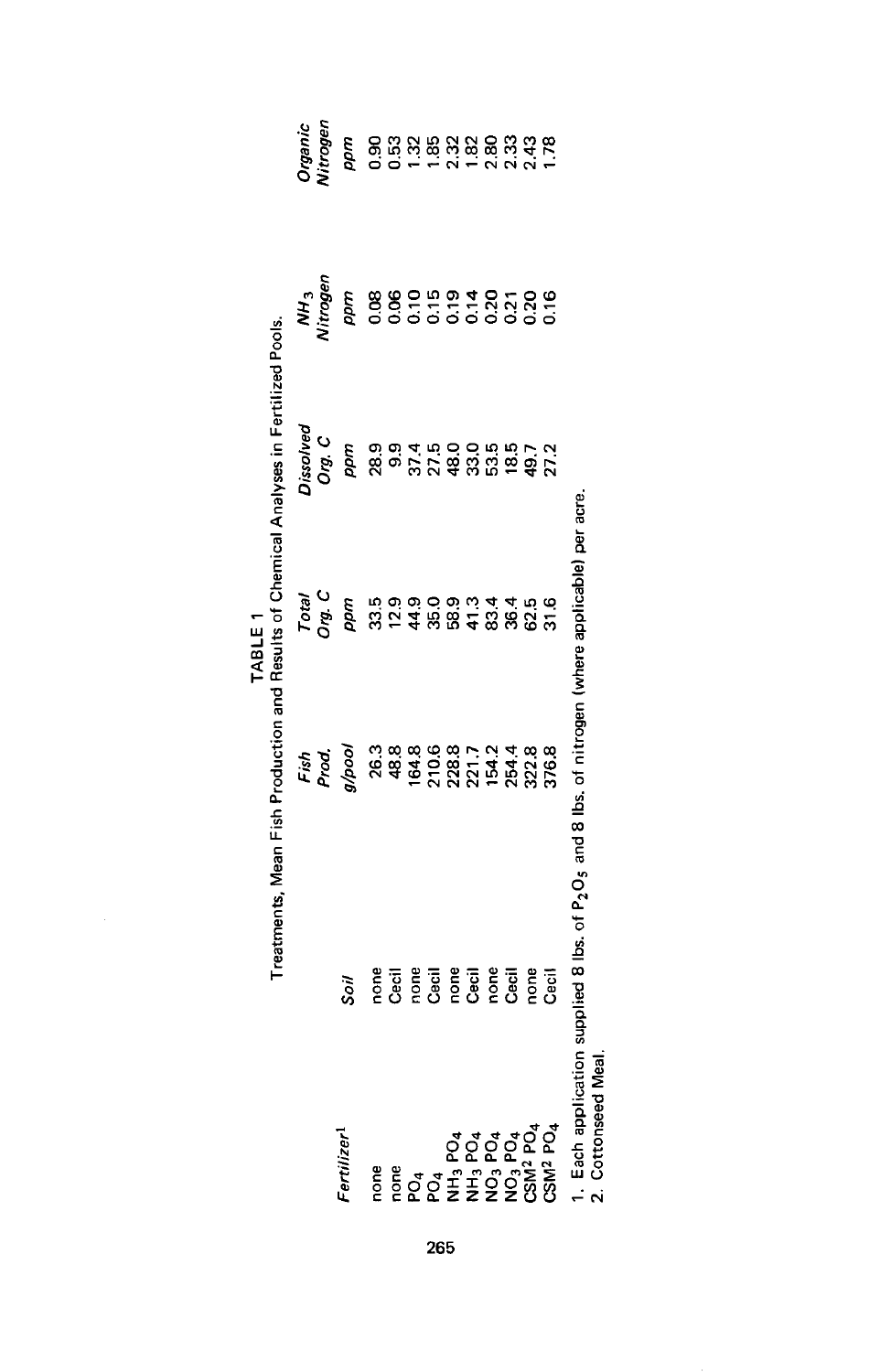**TABLE 1**

Treatments, Mean Fish Production and Results of Chemical Analyses in Fertilized Pools.

| *Fertilizer*[1] | *Soil* | *Fish Prod.* | *Total Org. C* | *Dissolved Org. C* | *$NH_3$ Nitrogen* | *Organic Nitrogen* |
|---|---|---|---|---|---|---|
| | | *g/pool* | *ppm* | *ppm* | *ppm* | *ppm* |
| none | none | 26.3 | 33.5 | 28.9 | 0.08 | 0.90 |
| none | Cecil | 48.8 | 12.9 | 9.9 | 0.06 | 0.53 |
| $PO_4$ | none | 164.8 | 44.9 | 37.4 | 0.10 | 1.32 |
| $PO_4$ | Cecil | 210.6 | 35.0 | 27.5 | 0.15 | 1.85 |
| $NH_3$ $PO_4$ | none | 228.8 | 58.9 | 48.0 | 0.19 | 2.32 |
| $NH_3$ $PO_4$ | Cecil | 221.7 | 41.3 | 33.0 | 0.14 | 1.82 |
| $NO_3$ $PO_4$ | none | 154.2 | 83.4 | 53.5 | 0.20 | 2.80 |
| $NO_3$ $PO_4$ | Cecil | 254.4 | 36.4 | 18.5 | 0.21 | 2.33 |
| CSM[2] $PO_4$ | none | 322.8 | 62.5 | 49.7 | 0.20 | 2.43 |
| CSM[2] $PO_4$ | Cecil | 376.8 | 31.6 | 27.2 | 0.16 | 1.78 |

1. Each application supplied 8 lbs. of $P_2O_5$ and 8 lbs. of nitrogen (where applicable) per acre.
2. Cottonseed Meal.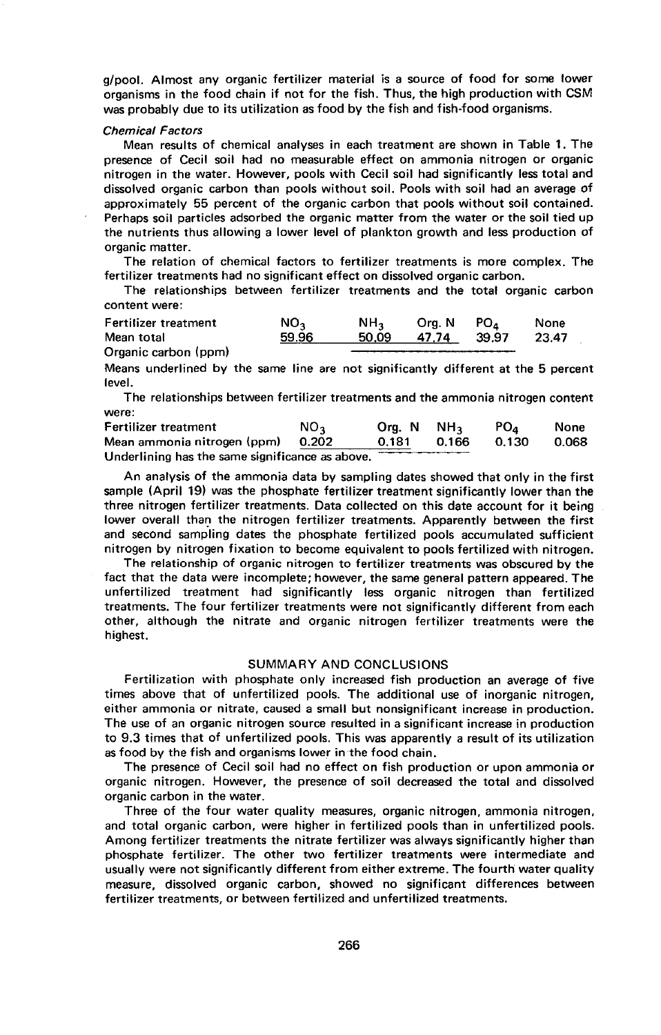g/pool. Almost any organic fertilizer material is a source of food for some lower organisms in the food chain if not for the fish. Thus, the high production with CSM was probably due to its utilization as food by the fish and fish-food organisms.

*Chemical Factors*

Mean results of chemical analyses in each treatment are shown in Table 1. The presence of Cecil soil had no measurable effect on ammonia nitrogen or organic nitrogen in the water. However, pools with Cecil soil had significantly less total and dissolved organic carbon than pools without soil. Pools with soil had an average of approximately 55 percent of the organic carbon that pools without soil contained. Perhaps soil particles adsorbed the organic matter from the water or the soil tied up the nutrients thus allowing a lower level of plankton growth and less production of organic matter.

The relation of chemical factors to fertilizer treatments is more complex. The fertilizer treatments had no significant effect on dissolved organic carbon.

The relationships between fertilizer treatments and the total organic carbon content were:

| Fertilizer treatment | $NO_3$ | $NH_3$ | Org. N | $PO_4$ | None |
|---|---|---|---|---|---|
| Mean total Organic carbon (ppm) | 59.96 | 50.09 | 47.74 | 39.97 | 23.47 |

Means underlined by the same line are not significantly different at the 5 percent level.

The relationships between fertilizer treatments and the ammonia nitrogen content were:

| Fertilizer treatment | $NO_3$ | Org. N | $NH_3$ | $PO_4$ | None |
|---|---|---|---|---|---|
| Mean ammonia nitrogen (ppm) | 0.202 | 0.181 | 0.166 | 0.130 | 0.068 |

Underlining has the same significance as above.

An analysis of the ammonia data by sampling dates showed that only in the first sample (April 19) was the phosphate fertilizer treatment significantly lower than the three nitrogen fertilizer treatments. Data collected on this date account for it being lower overall than the nitrogen fertilizer treatments. Apparently between the first and second sampling dates the phosphate fertilized pools accumulated sufficient nitrogen by nitrogen fixation to become equivalent to pools fertilized with nitrogen.

The relationship of organic nitrogen to fertilizer treatments was obscured by the fact that the data were incomplete; however, the same general pattern appeared. The unfertilized treatment had significantly less organic nitrogen than fertilized treatments. The four fertilizer treatments were not significantly different from each other, although the nitrate and organic nitrogen fertilizer treatments were the highest.

## SUMMARY AND CONCLUSIONS

Fertilization with phosphate only increased fish production an average of five times above that of unfertilized pools. The additional use of inorganic nitrogen, either ammonia or nitrate, caused a small but nonsignificant increase in production. The use of an organic nitrogen source resulted in a significant increase in production to 9.3 times that of unfertilized pools. This was apparently a result of its utilization as food by the fish and organisms lower in the food chain.

The presence of Cecil soil had no effect on fish production or upon ammonia or organic nitrogen. However, the presence of soil decreased the total and dissolved organic carbon in the water.

Three of the four water quality measures, organic nitrogen, ammonia nitrogen, and total organic carbon, were higher in fertilized pools than in unfertilized pools. Among fertilizer treatments the nitrate fertilizer was always significantly higher than phosphate fertilizer. The other two fertilizer treatments were intermediate and usually were not significantly different from either extreme. The fourth water quality measure, dissolved organic carbon, showed no significant differences between fertilizer treatments, or between fertilized and unfertilized treatments.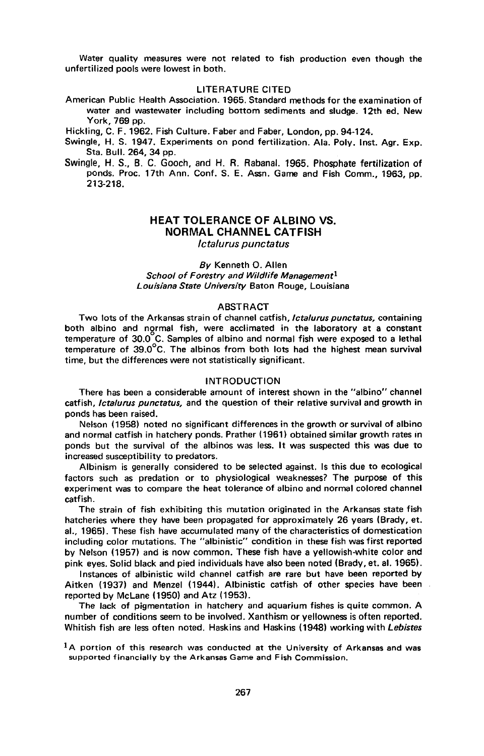Water quality measures were not related to fish production even though the unfertilized pools were lowest in both.

## LITERATURE CITED

American Public Health Association. 1965. Standard methods for the examination of water and wastewater including bottom sediments and sludge. 12th ed. New York, 769 pp.

Hickling, C. F. 1962. Fish Culture. Faber and Faber, London, pp. 94-124.

Swingle, H. S. 1947. Experiments on pond fertilization. Ala. Poly. Inst. Agr. Exp. Sta. Bull. 264, 34 pp.

Swingle, H. S., B. C. Gooch, and H. R. Rabanal. 1965. Phosphate fertilization of ponds. Proc. 17th Ann. Conf. S. E. Assn. Game and Fish Comm., 1963, pp. 213-218.

# HEAT TOLERANCE OF ALBINO VS. NORMAL CHANNEL CATFISH

*Ictalurus punctatus*

*By* Kenneth O. Allen
*School of Forestry and Wildlife Management*[1]
*Louisiana State University* Baton Rouge, Louisiana

## ABSTRACT

Two lots of the Arkansas strain of channel catfish, *Ictalurus punctatus*, containing both albino and normal fish, were acclimated in the laboratory at a constant temperature of 30.0°C. Samples of albino and normal fish were exposed to a lethal temperature of 39.0°C. The albinos from both lots had the highest mean survival time, but the differences were not statistically significant.

## INTRODUCTION

There has been a considerable amount of interest shown in the "albino" channel catfish, *Ictalurus punctatus*, and the question of their relative survival and growth in ponds has been raised.

Nelson (1958) noted no significant differences in the growth or survival of albino and normal catfish in hatchery ponds. Prather (1961) obtained similar growth rates in ponds but the survival of the albinos was less. It was suspected this was due to increased susceptibility to predators.

Albinism is generally considered to be selected against. Is this due to ecological factors such as predation or to physiological weaknesses? The purpose of this experiment was to compare the heat tolerance of albino and normal colored channel catfish.

The strain of fish exhibiting this mutation originated in the Arkansas state fish hatcheries where they have been propagated for approximately 26 years (Brady, et. al., 1965). These fish have accumulated many of the characteristics of domestication including color mutations. The "albinistic" condition in these fish was first reported by Nelson (1957) and is now common. These fish have a yellowish-white color and pink eyes. Solid black and pied individuals have also been noted (Brady, et. al. 1965).

Instances of albinistic wild channel catfish are rare but have been reported by Aitken (1937) and Menzel (1944). Albinistic catfish of other species have been reported by McLane (1950) and Atz (1953).

The lack of pigmentation in hatchery and aquarium fishes is quite common. A number of conditions seem to be involved. Xanthism or yellowness is often reported. Whitish fish are less often noted. Haskins and Haskins (1948) working with *Lebistes*

[1] A portion of this research was conducted at the University of Arkansas and was supported financially by the Arkansas Game and Fish Commission.